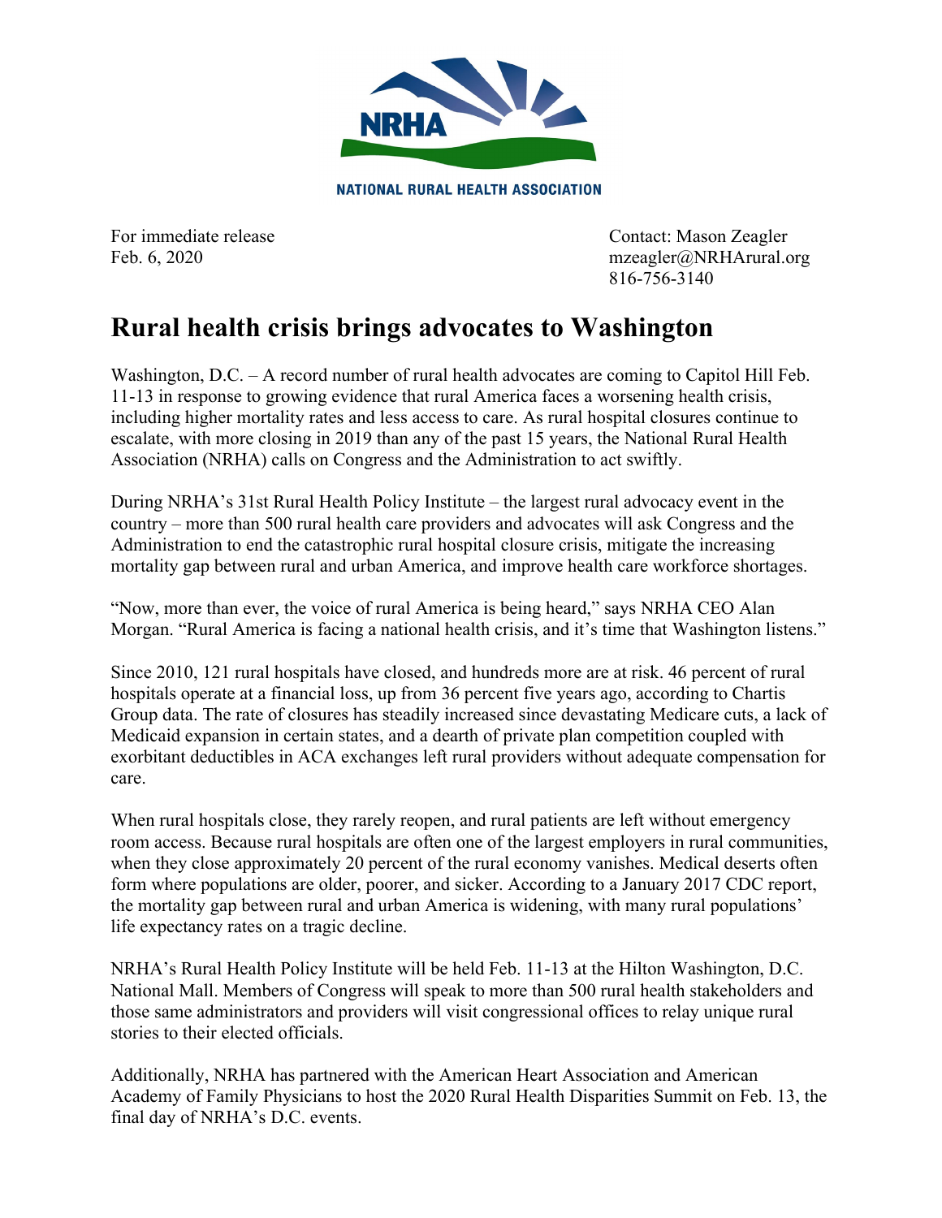NATIONAL RURAL HEALTH ASSOCIATION

For immediate release
Feb. 6, 2020

Contact: Mason Zeagler
mzeagler@NRHArural.org
816-756-3140

# Rural health crisis brings advocates to Washington

Washington, D.C. – A record number of rural health advocates are coming to Capitol Hill Feb. 11-13 in response to growing evidence that rural America faces a worsening health crisis, including higher mortality rates and less access to care. As rural hospital closures continue to escalate, with more closing in 2019 than any of the past 15 years, the National Rural Health Association (NRHA) calls on Congress and the Administration to act swiftly.

During NRHA's 31st Rural Health Policy Institute – the largest rural advocacy event in the country – more than 500 rural health care providers and advocates will ask Congress and the Administration to end the catastrophic rural hospital closure crisis, mitigate the increasing mortality gap between rural and urban America, and improve health care workforce shortages.

"Now, more than ever, the voice of rural America is being heard," says NRHA CEO Alan Morgan. "Rural America is facing a national health crisis, and it's time that Washington listens."

Since 2010, 121 rural hospitals have closed, and hundreds more are at risk. 46 percent of rural hospitals operate at a financial loss, up from 36 percent five years ago, according to Chartis Group data. The rate of closures has steadily increased since devastating Medicare cuts, a lack of Medicaid expansion in certain states, and a dearth of private plan competition coupled with exorbitant deductibles in ACA exchanges left rural providers without adequate compensation for care.

When rural hospitals close, they rarely reopen, and rural patients are left without emergency room access. Because rural hospitals are often one of the largest employers in rural communities, when they close approximately 20 percent of the rural economy vanishes. Medical deserts often form where populations are older, poorer, and sicker. According to a January 2017 CDC report, the mortality gap between rural and urban America is widening, with many rural populations' life expectancy rates on a tragic decline.

NRHA's Rural Health Policy Institute will be held Feb. 11-13 at the Hilton Washington, D.C. National Mall. Members of Congress will speak to more than 500 rural health stakeholders and those same administrators and providers will visit congressional offices to relay unique rural stories to their elected officials.

Additionally, NRHA has partnered with the American Heart Association and American Academy of Family Physicians to host the 2020 Rural Health Disparities Summit on Feb. 13, the final day of NRHA's D.C. events.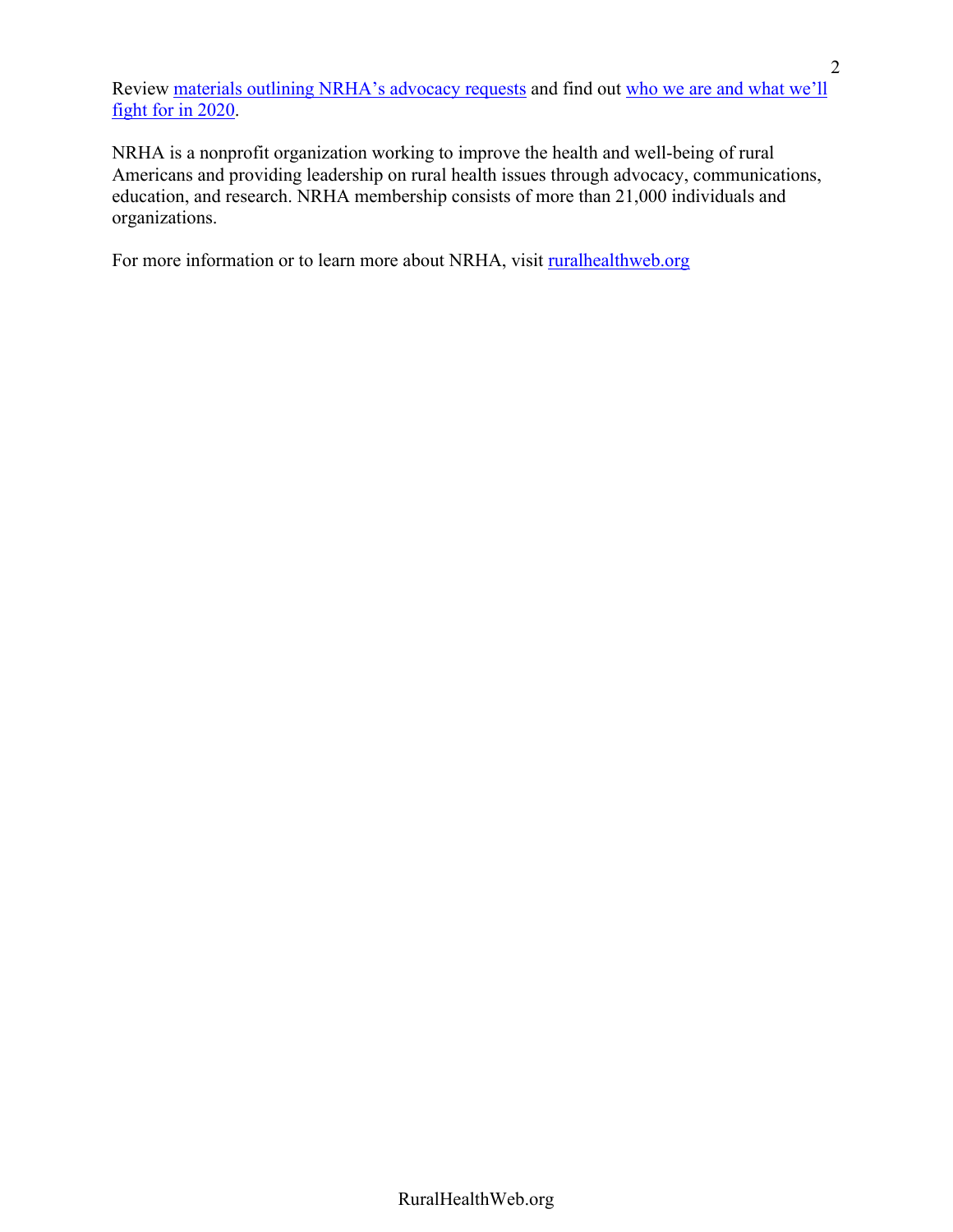Review materials outlining NRHA's advocacy requests and find out who we are and what we'll fight for in 2020.

NRHA is a nonprofit organization working to improve the health and well-being of rural Americans and providing leadership on rural health issues through advocacy, communications, education, and research. NRHA membership consists of more than 21,000 individuals and organizations.

For more information or to learn more about NRHA, visit ruralhealthweb.org